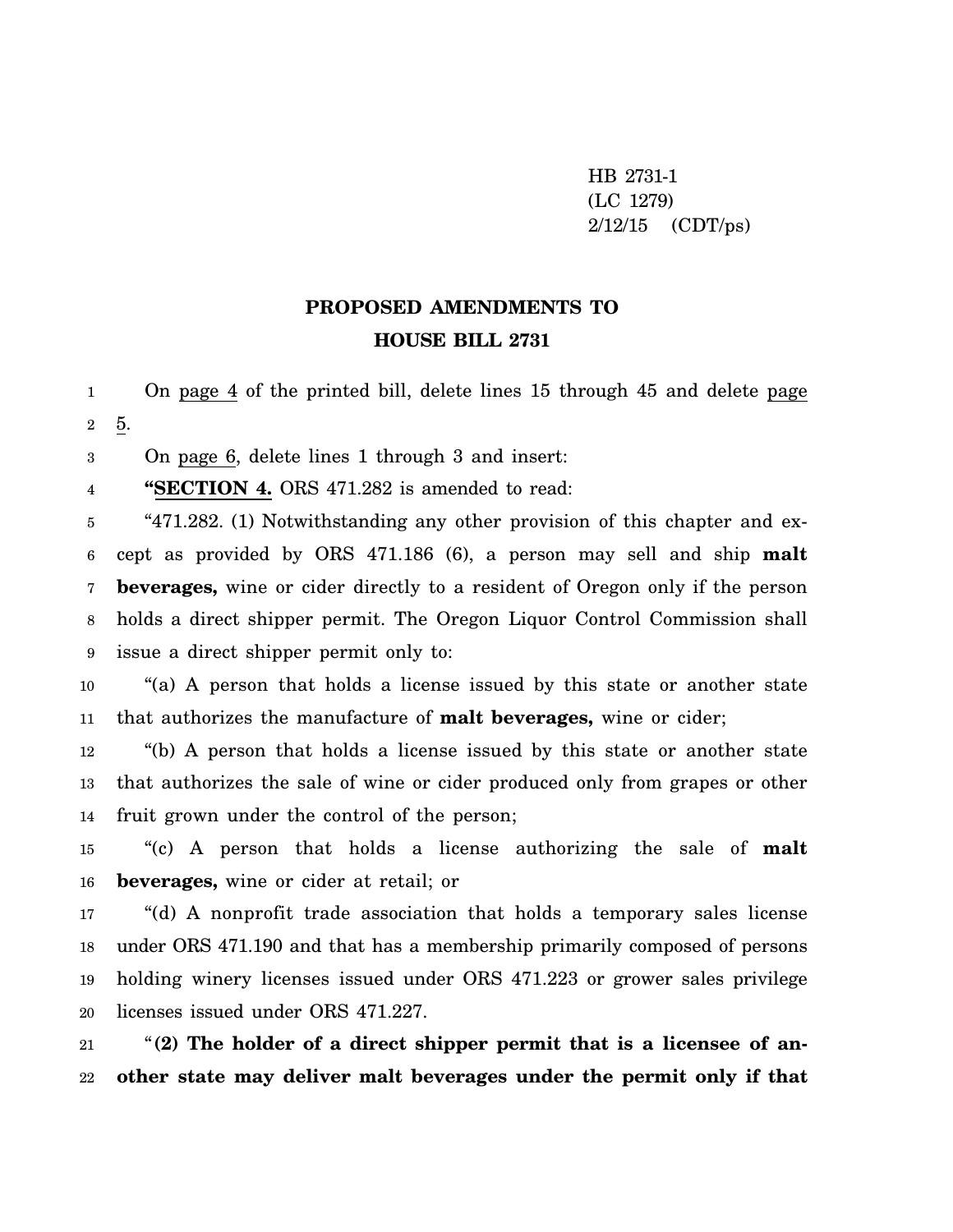HB 2731-1
(LC 1279)
2/12/15 (CDT/ps)

## PROPOSED AMENDMENTS TO HOUSE BILL 2731

On page 4 of the printed bill, delete lines 15 through 45 and delete page 5.

On page 6, delete lines 1 through 3 and insert:

"**SECTION 4.** ORS 471.282 is amended to read:

"471.282. (1) Notwithstanding any other provision of this chapter and except as provided by ORS 471.186 (6), a person may sell and ship **malt beverages,** wine or cider directly to a resident of Oregon only if the person holds a direct shipper permit. The Oregon Liquor Control Commission shall issue a direct shipper permit only to:

"(a) A person that holds a license issued by this state or another state that authorizes the manufacture of **malt beverages,** wine or cider;

"(b) A person that holds a license issued by this state or another state that authorizes the sale of wine or cider produced only from grapes or other fruit grown under the control of the person;

"(c) A person that holds a license authorizing the sale of **malt beverages,** wine or cider at retail; or

"(d) A nonprofit trade association that holds a temporary sales license under ORS 471.190 and that has a membership primarily composed of persons holding winery licenses issued under ORS 471.223 or grower sales privilege licenses issued under ORS 471.227.

"**(2) The holder of a direct shipper permit that is a licensee of another state may deliver malt beverages under the permit only if that**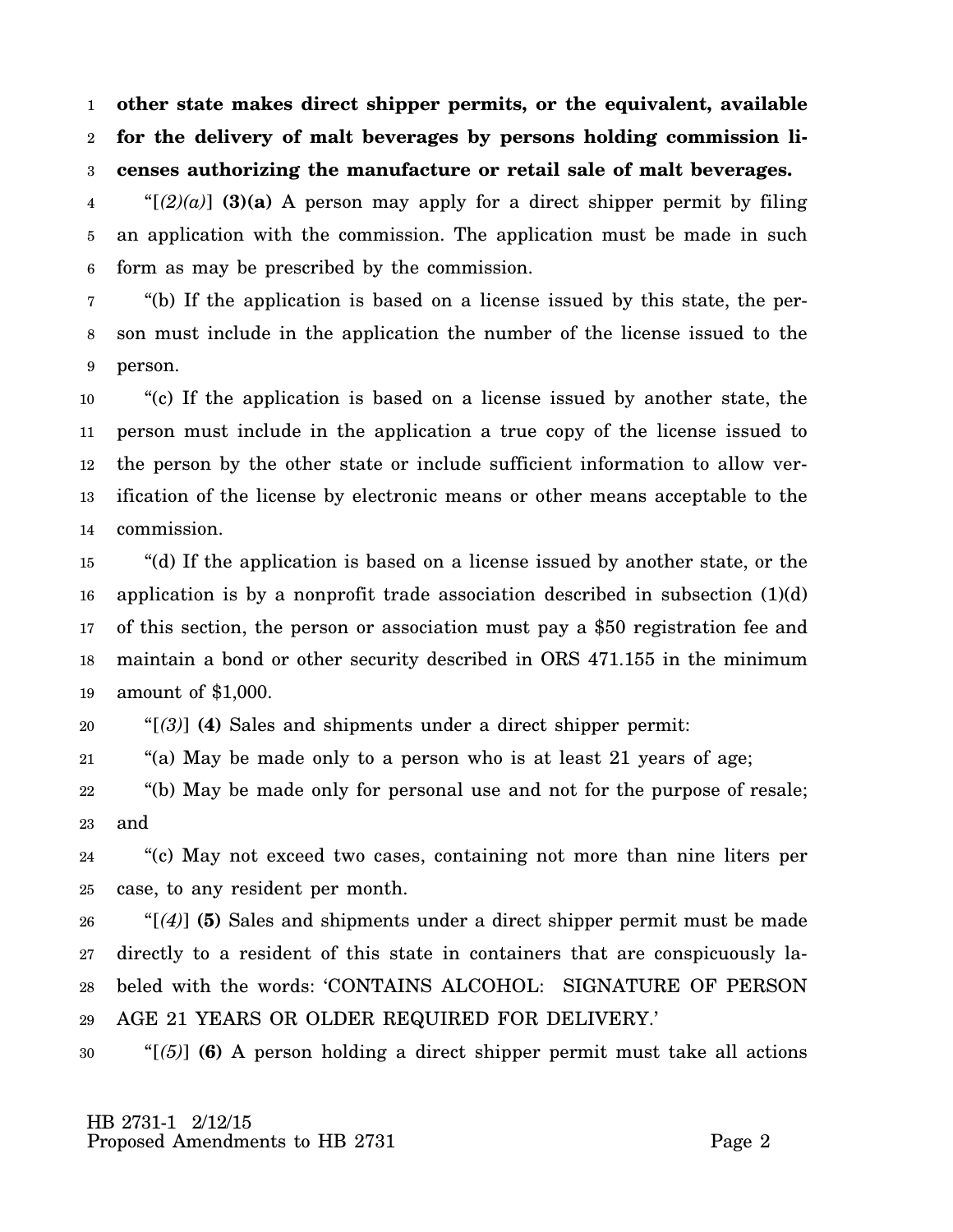**other state makes direct shipper permits, or the equivalent, available for the delivery of malt beverages by persons holding commission licenses authorizing the manufacture or retail sale of malt beverages.**

"[*(2)(a)*] **(3)(a)** A person may apply for a direct shipper permit by filing an application with the commission. The application must be made in such form as may be prescribed by the commission.

"(b) If the application is based on a license issued by this state, the person must include in the application the number of the license issued to the person.

"(c) If the application is based on a license issued by another state, the person must include in the application a true copy of the license issued to the person by the other state or include sufficient information to allow verification of the license by electronic means or other means acceptable to the commission.

"(d) If the application is based on a license issued by another state, or the application is by a nonprofit trade association described in subsection (1)(d) of this section, the person or association must pay a $50 registration fee and maintain a bond or other security described in ORS 471.155 in the minimum amount of $1,000.

"[*(3)*] **(4)** Sales and shipments under a direct shipper permit:

"(a) May be made only to a person who is at least 21 years of age;

"(b) May be made only for personal use and not for the purpose of resale; and

"(c) May not exceed two cases, containing not more than nine liters per case, to any resident per month.

"[*(4)*] **(5)** Sales and shipments under a direct shipper permit must be made directly to a resident of this state in containers that are conspicuously labeled with the words: 'CONTAINS ALCOHOL: SIGNATURE OF PERSON AGE 21 YEARS OR OLDER REQUIRED FOR DELIVERY.'

"[*(5)*] **(6)** A person holding a direct shipper permit must take all actions

HB 2731-1 2/12/15
Proposed Amendments to HB 2731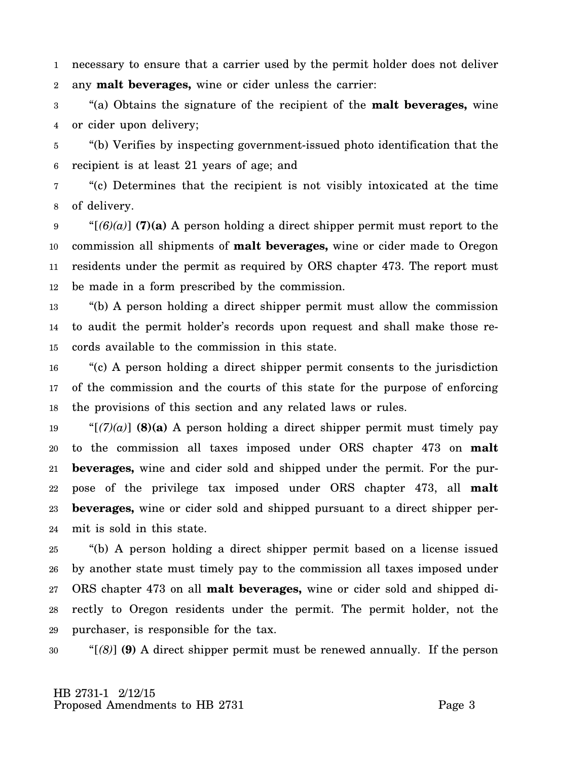necessary to ensure that a carrier used by the permit holder does not deliver any **malt beverages,** wine or cider unless the carrier:

"(a) Obtains the signature of the recipient of the **malt beverages,** wine or cider upon delivery;

"(b) Verifies by inspecting government-issued photo identification that the recipient is at least 21 years of age; and

"(c) Determines that the recipient is not visibly intoxicated at the time of delivery.

"[*(6)(a)*] **(7)(a)** A person holding a direct shipper permit must report to the commission all shipments of **malt beverages,** wine or cider made to Oregon residents under the permit as required by ORS chapter 473. The report must be made in a form prescribed by the commission.

"(b) A person holding a direct shipper permit must allow the commission to audit the permit holder's records upon request and shall make those records available to the commission in this state.

"(c) A person holding a direct shipper permit consents to the jurisdiction of the commission and the courts of this state for the purpose of enforcing the provisions of this section and any related laws or rules.

"[*(7)(a)*] **(8)(a)** A person holding a direct shipper permit must timely pay to the commission all taxes imposed under ORS chapter 473 on **malt beverages,** wine and cider sold and shipped under the permit. For the purpose of the privilege tax imposed under ORS chapter 473, all **malt beverages,** wine or cider sold and shipped pursuant to a direct shipper permit is sold in this state.

"(b) A person holding a direct shipper permit based on a license issued by another state must timely pay to the commission all taxes imposed under ORS chapter 473 on all **malt beverages,** wine or cider sold and shipped directly to Oregon residents under the permit. The permit holder, not the purchaser, is responsible for the tax.

"[*(8)*] **(9)** A direct shipper permit must be renewed annually. If the person

HB 2731-1 2/12/15
Proposed Amendments to HB 2731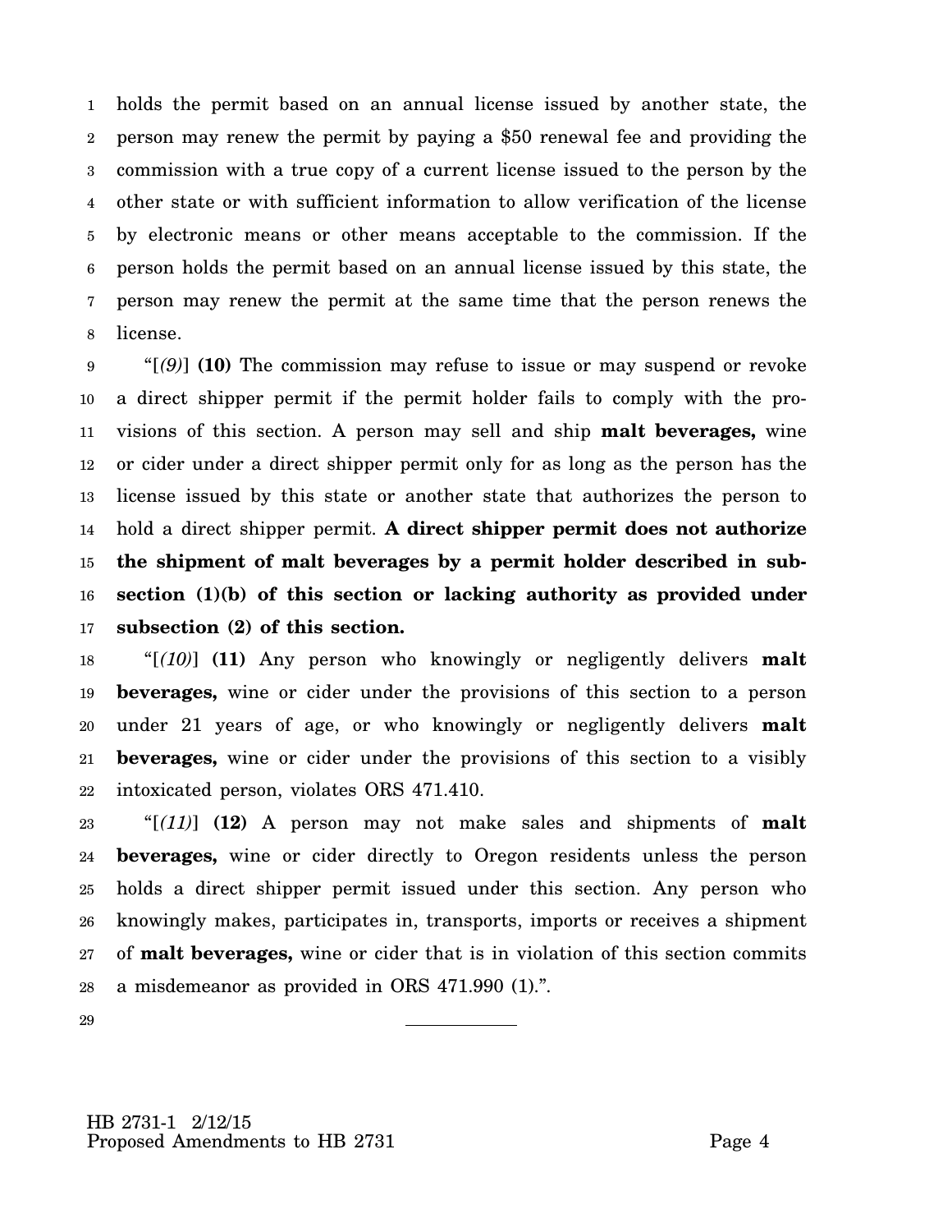holds the permit based on an annual license issued by another state, the person may renew the permit by paying a $50 renewal fee and providing the commission with a true copy of a current license issued to the person by the other state or with sufficient information to allow verification of the license by electronic means or other means acceptable to the commission. If the person holds the permit based on an annual license issued by this state, the person may renew the permit at the same time that the person renews the license.

"[*(9)*] **(10)** The commission may refuse to issue or may suspend or revoke a direct shipper permit if the permit holder fails to comply with the provisions of this section. A person may sell and ship **malt beverages,** wine or cider under a direct shipper permit only for as long as the person has the license issued by this state or another state that authorizes the person to hold a direct shipper permit. **A direct shipper permit does not authorize the shipment of malt beverages by a permit holder described in subsection (1)(b) of this section or lacking authority as provided under subsection (2) of this section.**

"[*(10)*] **(11)** Any person who knowingly or negligently delivers **malt beverages,** wine or cider under the provisions of this section to a person under 21 years of age, or who knowingly or negligently delivers **malt beverages,** wine or cider under the provisions of this section to a visibly intoxicated person, violates ORS 471.410.

"[*(11)*] **(12)** A person may not make sales and shipments of **malt beverages,** wine or cider directly to Oregon residents unless the person holds a direct shipper permit issued under this section. Any person who knowingly makes, participates in, transports, imports or receives a shipment of **malt beverages,** wine or cider that is in violation of this section commits a misdemeanor as provided in ORS 471.990 (1).".

---

HB 2731-1 2/12/15
Proposed Amendments to HB 2731